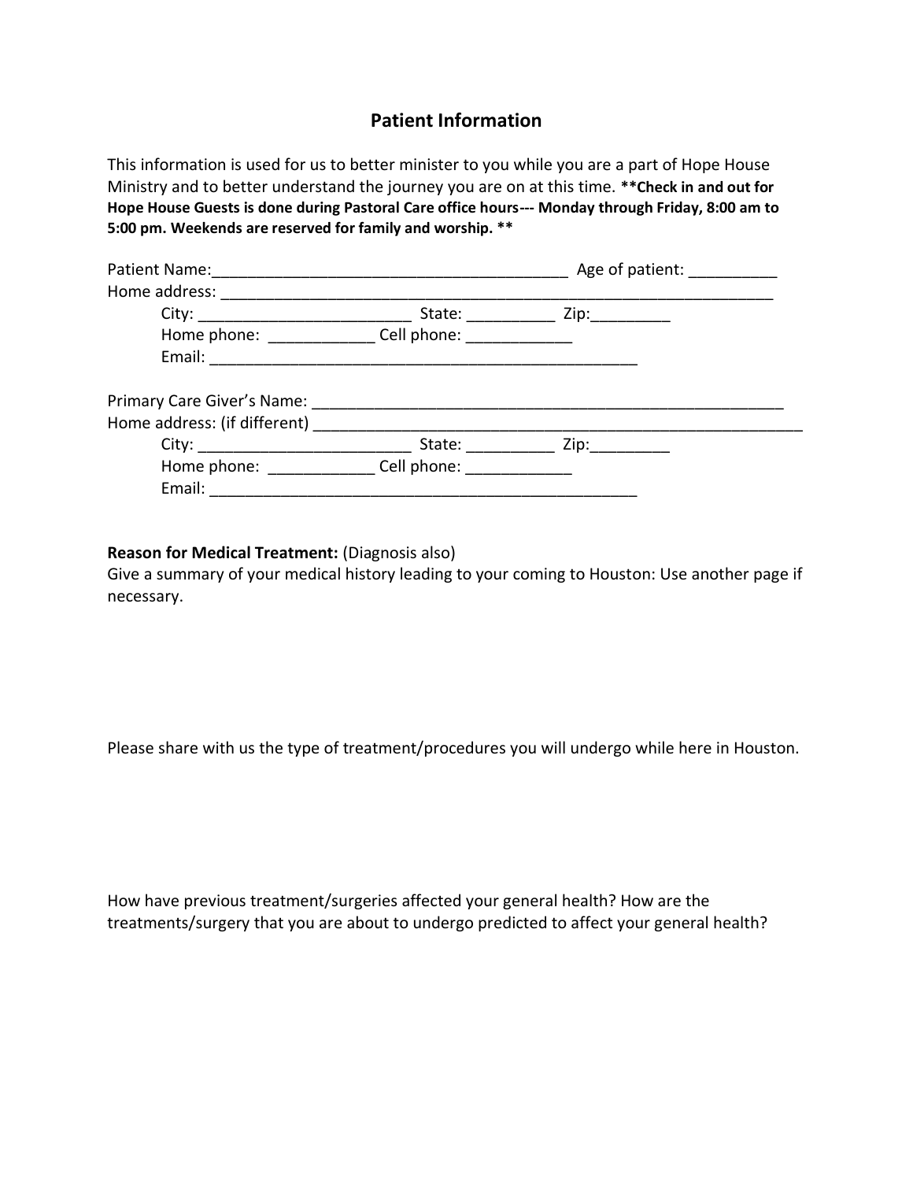## Patient Information

This information is used for us to better minister to you while you are a part of Hope House Ministry and to better understand the journey you are on at this time. **\*\*Check in and out for Hope House Guests is done during Pastoral Care office hours--- Monday through Friday, 8:00 am to 5:00 pm. Weekends are reserved for family and worship. \*\***

Patient Name:________________________________________ Age of patient: __________

Home address: ______________________________________________________________

City: ________________________ State: __________ Zip:_________

Home phone: ____________ Cell phone: ____________

Email: ________________________________________________

Primary Care Giver's Name: ______________________________________________________

Home address: (if different) ________________________________________________________

City: ________________________ State: __________ Zip:_________

Home phone: ____________ Cell phone: ____________

Email: ________________________________________________

**Reason for Medical Treatment:** (Diagnosis also)

Give a summary of your medical history leading to your coming to Houston: Use another page if necessary.

Please share with us the type of treatment/procedures you will undergo while here in Houston.

How have previous treatment/surgeries affected your general health? How are the treatments/surgery that you are about to undergo predicted to affect your general health?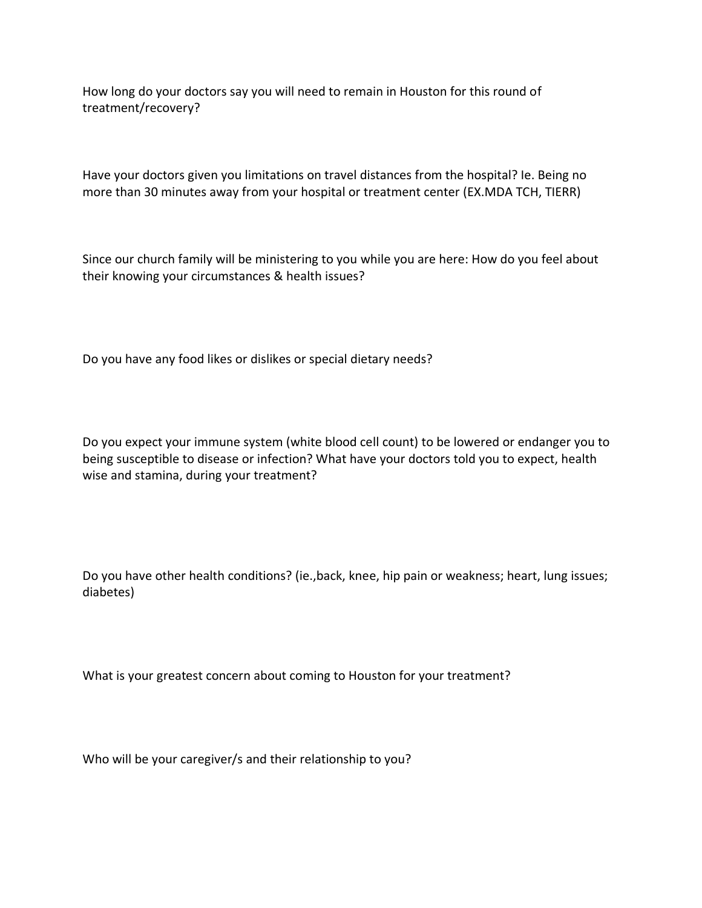How long do your doctors say you will need to remain in Houston for this round of treatment/recovery?

Have your doctors given you limitations on travel distances from the hospital? Ie. Being no more than 30 minutes away from your hospital or treatment center (EX.MDA TCH, TIERR)

Since our church family will be ministering to you while you are here: How do you feel about their knowing your circumstances & health issues?

Do you have any food likes or dislikes or special dietary needs?

Do you expect your immune system (white blood cell count) to be lowered or endanger you to being susceptible to disease or infection? What have your doctors told you to expect, health wise and stamina, during your treatment?

Do you have other health conditions? (ie.,back, knee, hip pain or weakness; heart, lung issues; diabetes)

What is your greatest concern about coming to Houston for your treatment?

Who will be your caregiver/s and their relationship to you?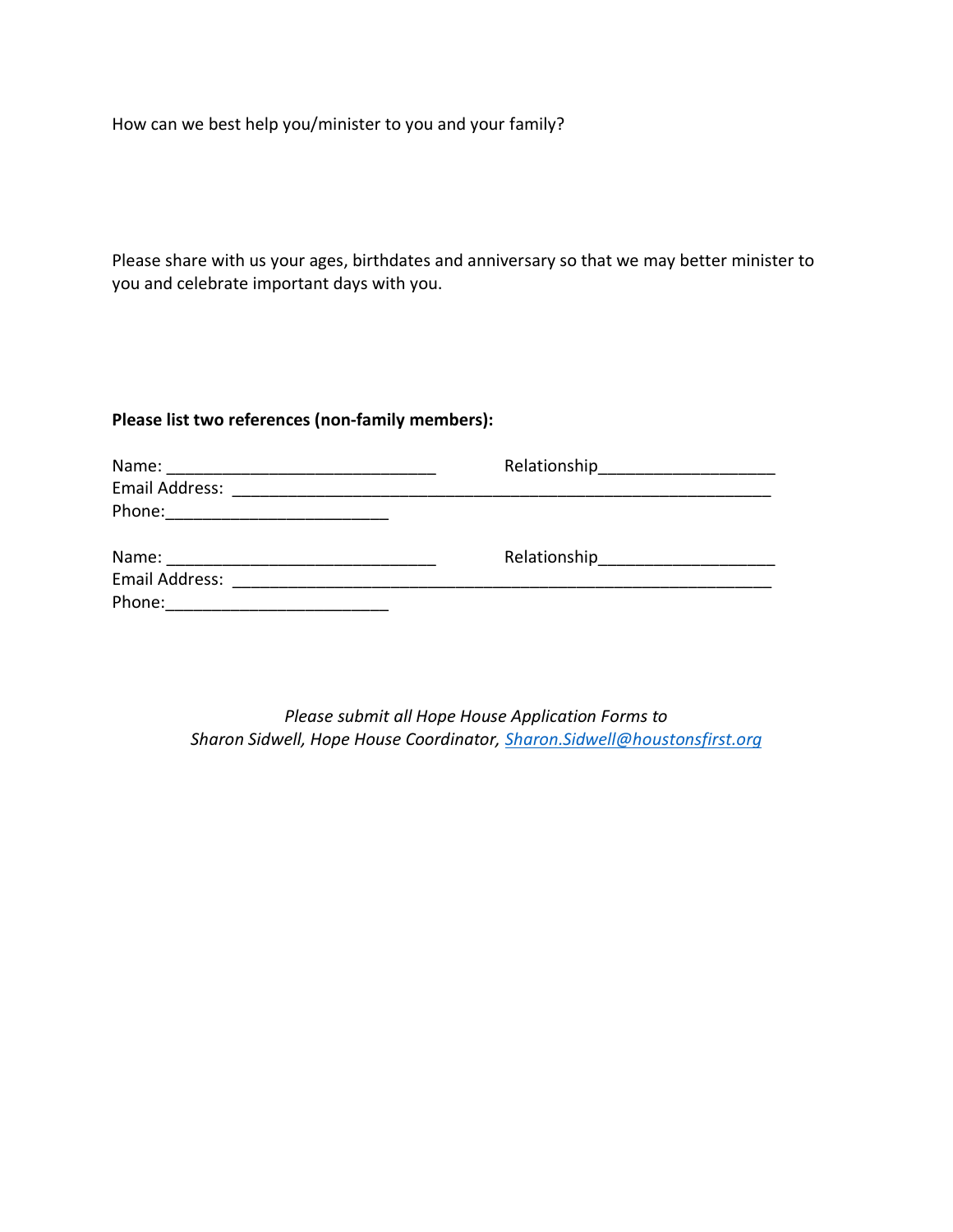How can we best help you/minister to you and your family?

Please share with us your ages, birthdates and anniversary so that we may better minister to you and celebrate important days with you.

**Please list two references (non-family members):**

Name: ______________________________ Relationship____________________
Email Address: ____________________________________________________________
Phone:_________________________

Name: ______________________________ Relationship____________________
Email Address: ____________________________________________________________
Phone:_________________________

*Please submit all Hope House Application Forms to*
*Sharon Sidwell, Hope House Coordinator, [Sharon.Sidwell@houstonsfirst.org](mailto:Sharon.Sidwell@houstonsfirst.org)*